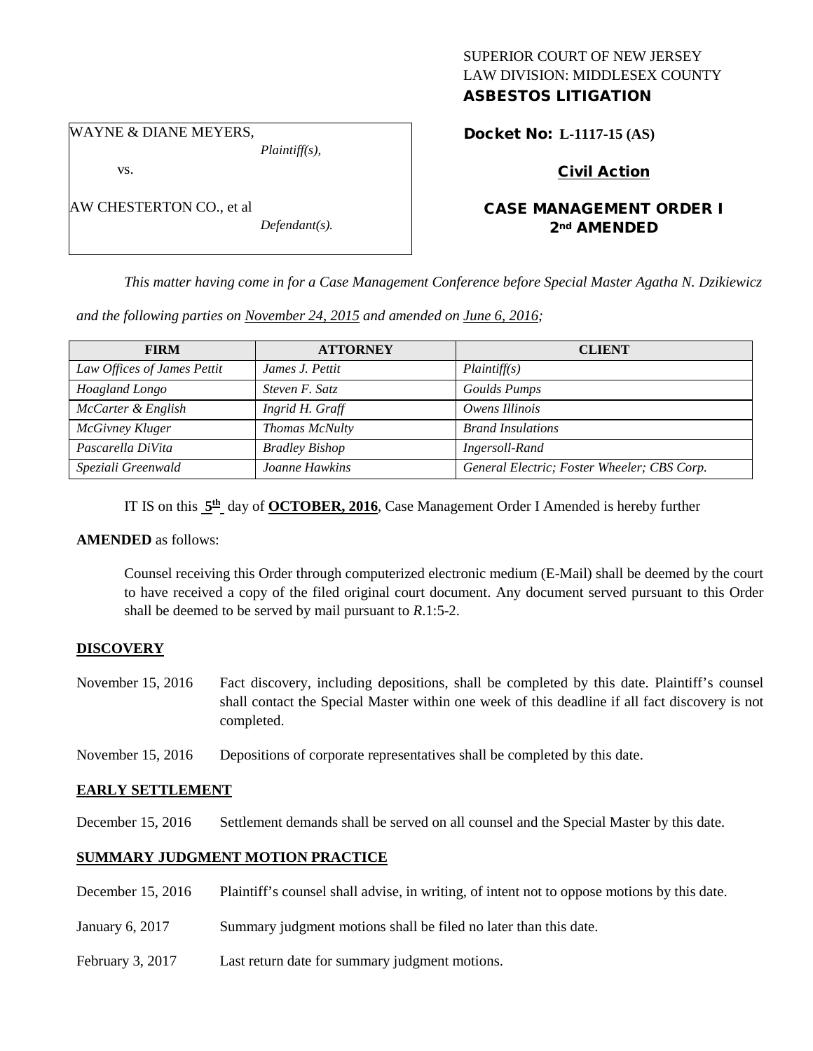SUPERIOR COURT OF NEW JERSEY
LAW DIVISION: MIDDLESEX COUNTY
**ASBESTOS LITIGATION**

WAYNE & DIANE MEYERS,
*Plaintiff(s),*

vs.

AW CHESTERTON CO., et al
*Defendant(s).*

**Docket No: L-1117-15 (AS)**

**Civil Action**

**CASE MANAGEMENT ORDER I**
**2nd AMENDED**

*This matter having come in for a Case Management Conference before Special Master Agatha N. Dzikiewicz and the following parties on November 24, 2015 and amended on June 6, 2016;*

| FIRM | ATTORNEY | CLIENT |
|---|---|---|
| *Law Offices of James Pettit* | *James J. Pettit* | *Plaintiff(s)* |
| *Hoagland Longo* | *Steven F. Satz* | *Goulds Pumps* |
| *McCarter & English* | *Ingrid H. Graff* | *Owens Illinois* |
| *McGivney Kluger* | *Thomas McNulty* | *Brand Insulations* |
| *Pascarella DiVita* | *Bradley Bishop* | *Ingersoll-Rand* |
| *Speziali Greenwald* | *Joanne Hawkins* | *General Electric; Foster Wheeler; CBS Corp.* |

IT IS on this **5th** day of **OCTOBER, 2016**, Case Management Order I Amended is hereby further **AMENDED** as follows:

Counsel receiving this Order through computerized electronic medium (E-Mail) shall be deemed by the court to have received a copy of the filed original court document. Any document served pursuant to this Order shall be deemed to be served by mail pursuant to *R*.1:5-2.

**DISCOVERY**

November 15, 2016 Fact discovery, including depositions, shall be completed by this date. Plaintiff's counsel shall contact the Special Master within one week of this deadline if all fact discovery is not completed.

November 15, 2016 Depositions of corporate representatives shall be completed by this date.

**EARLY SETTLEMENT**

December 15, 2016 Settlement demands shall be served on all counsel and the Special Master by this date.

**SUMMARY JUDGMENT MOTION PRACTICE**

December 15, 2016 Plaintiff's counsel shall advise, in writing, of intent not to oppose motions by this date.

January 6, 2017 Summary judgment motions shall be filed no later than this date.

February 3, 2017 Last return date for summary judgment motions.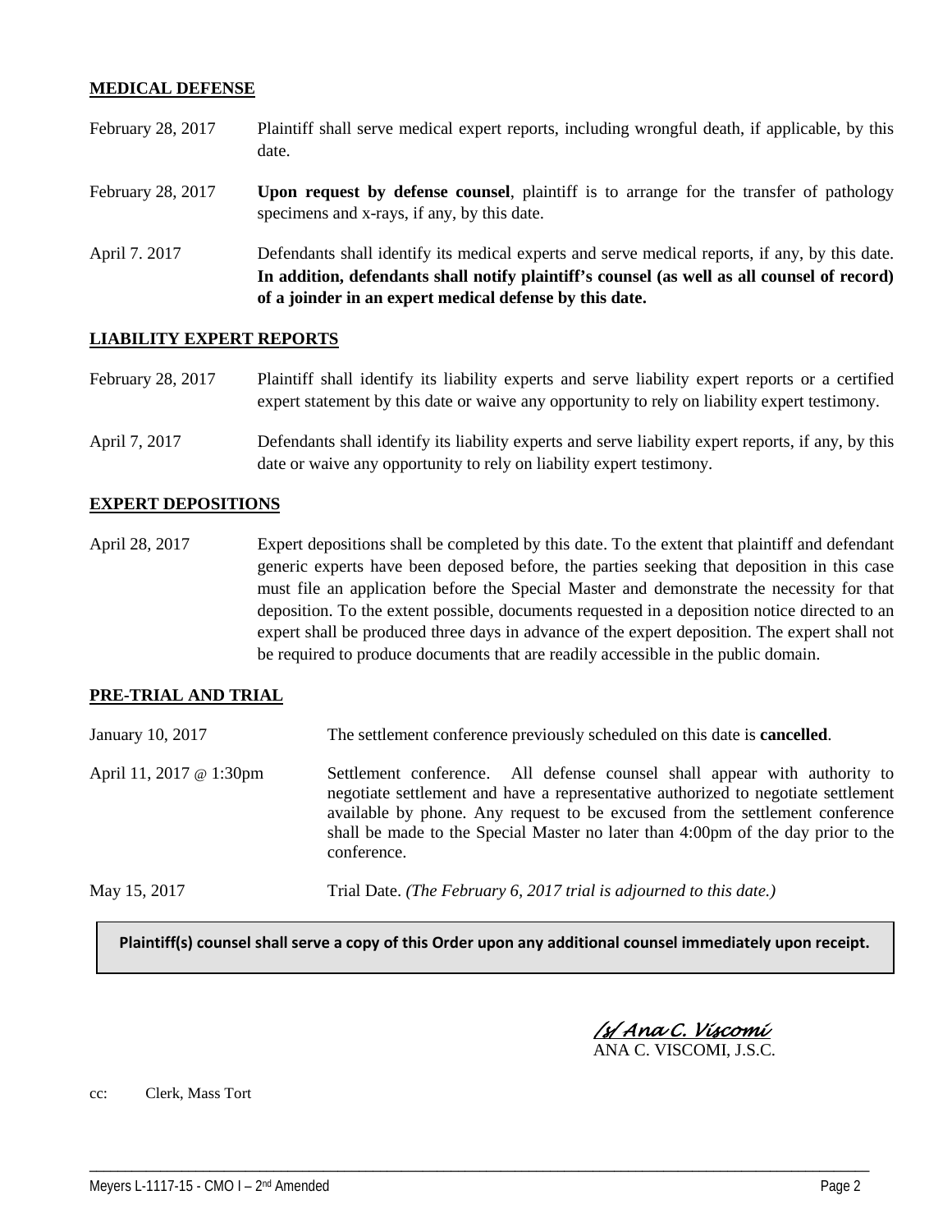## MEDICAL DEFENSE

| | |
|---|---|
| February 28, 2017 | Plaintiff shall serve medical expert reports, including wrongful death, if applicable, by this date. |
| February 28, 2017 | **Upon request by defense counsel**, plaintiff is to arrange for the transfer of pathology specimens and x-rays, if any, by this date. |
| April 7. 2017 | Defendants shall identify its medical experts and serve medical reports, if any, by this date. **In addition, defendants shall notify plaintiff's counsel (as well as all counsel of record) of a joinder in an expert medical defense by this date.** |

## LIABILITY EXPERT REPORTS

| | |
|---|---|
| February 28, 2017 | Plaintiff shall identify its liability experts and serve liability expert reports or a certified expert statement by this date or waive any opportunity to rely on liability expert testimony. |
| April 7, 2017 | Defendants shall identify its liability experts and serve liability expert reports, if any, by this date or waive any opportunity to rely on liability expert testimony. |

## EXPERT DEPOSITIONS

| | |
|---|---|
| April 28, 2017 | Expert depositions shall be completed by this date. To the extent that plaintiff and defendant generic experts have been deposed before, the parties seeking that deposition in this case must file an application before the Special Master and demonstrate the necessity for that deposition. To the extent possible, documents requested in a deposition notice directed to an expert shall be produced three days in advance of the expert deposition. The expert shall not be required to produce documents that are readily accessible in the public domain. |

## PRE-TRIAL AND TRIAL

| | |
|---|---|
| January 10, 2017 | The settlement conference previously scheduled on this date is **cancelled**. |
| April 11, 2017 @ 1:30pm | Settlement conference. All defense counsel shall appear with authority to negotiate settlement and have a representative authorized to negotiate settlement available by phone. Any request to be excused from the settlement conference shall be made to the Special Master no later than 4:00pm of the day prior to the conference. |
| May 15, 2017 | Trial Date. *(The February 6, 2017 trial is adjourned to this date.)* |

**Plaintiff(s) counsel shall serve a copy of this Order upon any additional counsel immediately upon receipt.**

*/s/ Ana C. Viscomi*
ANA C. VISCOMI, J.S.C.

cc: Clerk, Mass Tort

Meyers L-1117-15 - CMO I – 2nd Amended